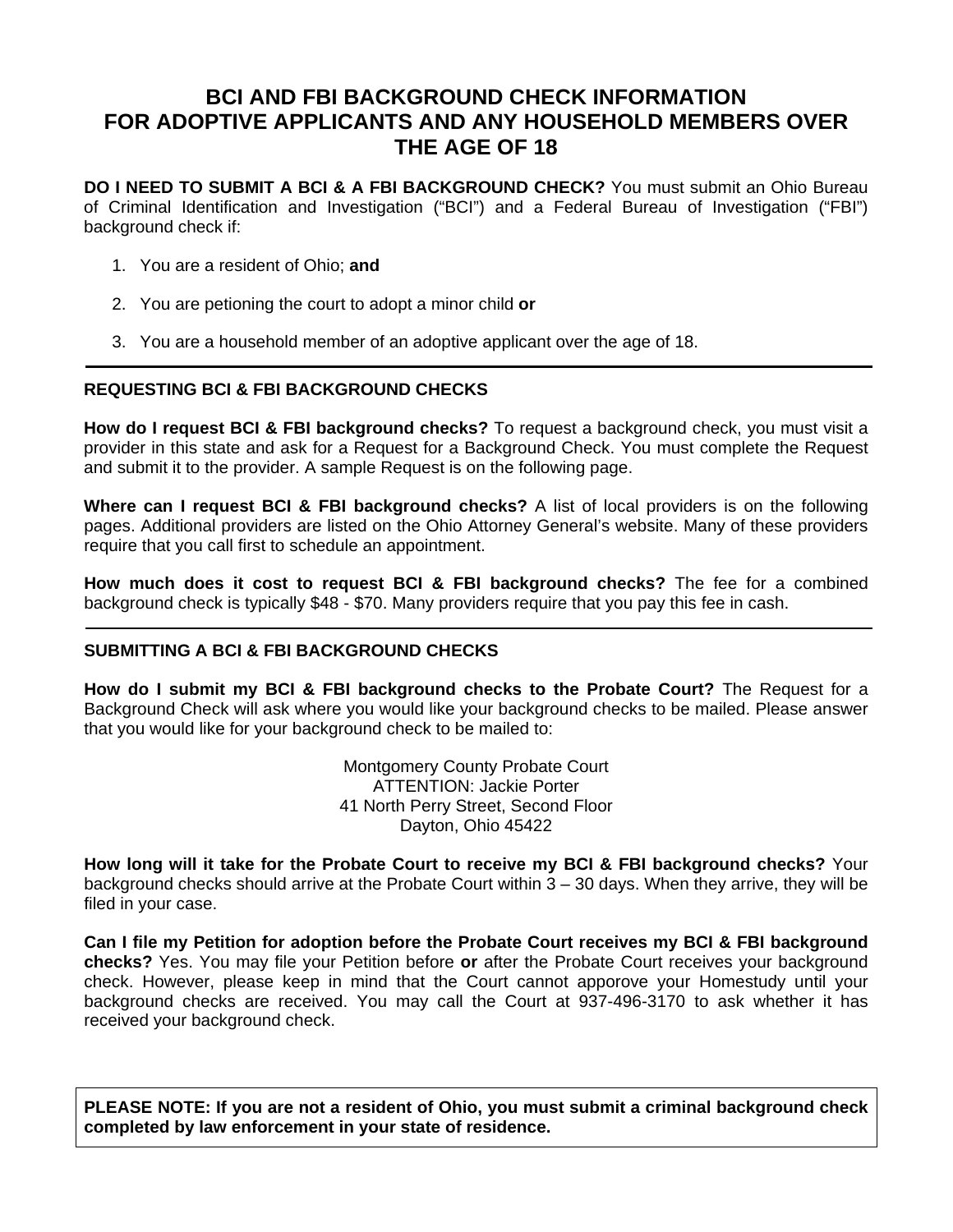# BCI AND FBI BACKGROUND CHECK INFORMATION FOR ADOPTIVE APPLICANTS AND ANY HOUSEHOLD MEMBERS OVER THE AGE OF 18

**DO I NEED TO SUBMIT A BCI & A FBI BACKGROUND CHECK?** You must submit an Ohio Bureau of Criminal Identification and Investigation ("BCI") and a Federal Bureau of Investigation ("FBI") background check if:

1. You are a resident of Ohio; **and**
2. You are petioning the court to adopt a minor child **or**
3. You are a household member of an adoptive applicant over the age of 18.

---

### REQUESTING BCI & FBI BACKGROUND CHECKS

**How do I request BCI & FBI background checks?** To request a background check, you must visit a provider in this state and ask for a Request for a Background Check. You must complete the Request and submit it to the provider. A sample Request is on the following page.

**Where can I request BCI & FBI background checks?** A list of local providers is on the following pages. Additional providers are listed on the Ohio Attorney General's website. Many of these providers require that you call first to schedule an appointment.

**How much does it cost to request BCI & FBI background checks?** The fee for a combined background check is typically $48 - $70. Many providers require that you pay this fee in cash.

---

### SUBMITTING A BCI & FBI BACKGROUND CHECKS

**How do I submit my BCI & FBI background checks to the Probate Court?** The Request for a Background Check will ask where you would like your background checks to be mailed. Please answer that you would like for your background check to be mailed to:

Montgomery County Probate Court
ATTENTION: Jackie Porter
41 North Perry Street, Second Floor
Dayton, Ohio 45422

**How long will it take for the Probate Court to receive my BCI & FBI background checks?** Your background checks should arrive at the Probate Court within 3 – 30 days. When they arrive, they will be filed in your case.

**Can I file my Petition for adoption before the Probate Court receives my BCI & FBI background checks?** Yes. You may file your Petition before **or** after the Probate Court receives your background check. However, please keep in mind that the Court cannot apporove your Homestudy until your background checks are received. You may call the Court at 937-496-3170 to ask whether it has received your background check.

**PLEASE NOTE: If you are not a resident of Ohio, you must submit a criminal background check completed by law enforcement in your state of residence.**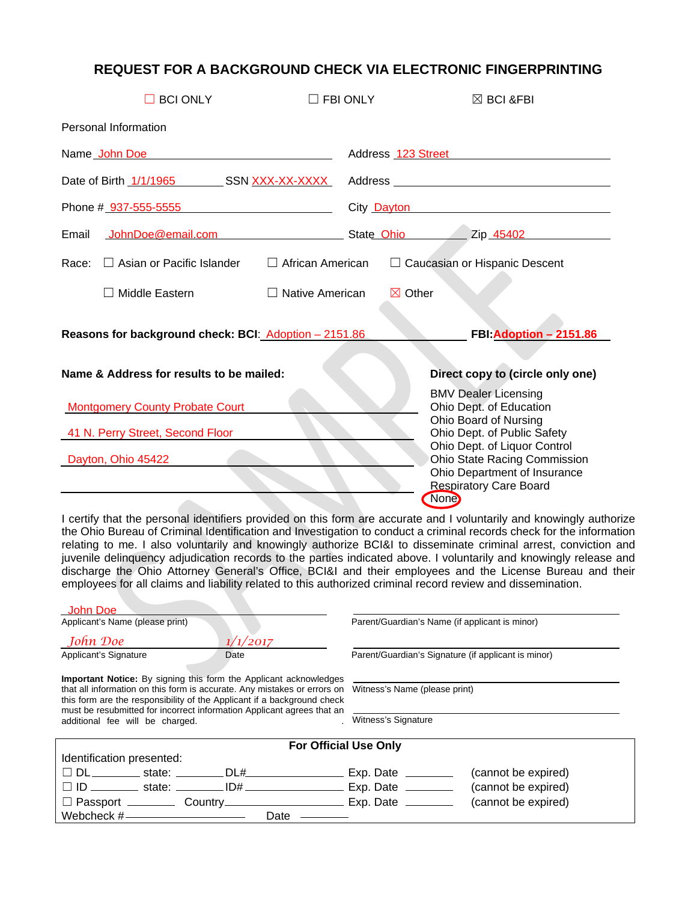# REQUEST FOR A BACKGROUND CHECK VIA ELECTRONIC FINGERPRINTING

☐ BCI ONLY  ☐ FBI ONLY  ☒ BCI &FBI

Personal Information

Name John Doe  Address 123 Street

Date of Birth 1/1/1965  SSN XXX-XX-XXXX  Address

Phone # 937-555-5555  City Dayton

Email JohnDoe@email.com  State Ohio  Zip 45402

Race: ☐ Asian or Pacific Islander ☐ African American ☐ Caucasian or Hispanic Descent

☐ Middle Eastern ☐ Native American ☒ Other

**Reasons for background check: BCI**: Adoption – 2151.86  **FBI:** **Adoption – 2151.86**

**Name & Address for results to be mailed:**

Montgomery County Probate Court

41 N. Perry Street, Second Floor

Dayton, Ohio 45422

**Direct copy to (circle only one)**

BMV Dealer Licensing
Ohio Dept. of Education
Ohio Board of Nursing
Ohio Dept. of Public Safety
Ohio Dept. of Liquor Control
Ohio State Racing Commission
Ohio Department of Insurance
Respiratory Care Board
None (circled)

I certify that the personal identifiers provided on this form are accurate and I voluntarily and knowingly authorize the Ohio Bureau of Criminal Identification and Investigation to conduct a criminal records check for the information relating to me. I also voluntarily and knowingly authorize BCI&I to disseminate criminal arrest, conviction and juvenile delinquency adjudication records to the parties indicated above. I voluntarily and knowingly release and discharge the Ohio Attorney General's Office, BCI&I and their employees and the License Bureau and their employees for all claims and liability related to this authorized criminal record review and dissemination.

John Doe
Applicant's Name (please print)

*John Doe*  *1/1/2017*
Applicant's Signature  Date

Parent/Guardian's Name (if applicant is minor)

Parent/Guardian's Signature (if applicant is minor)

**Important Notice:** By signing this form the Applicant acknowledges that all information on this form is accurate. Any mistakes or errors on this form are the responsibility of the Applicant if a background check must be resubmitted for incorrect information Applicant agrees that an additional fee will be charged.

Witness's Name (please print)

Witness's Signature

**For Official Use Only**

Identification presented:

☐ DL ______ state: ______ DL# ______ Exp. Date ______ (cannot be expired)
☐ ID ______ state: ______ ID# ______ Exp. Date ______ (cannot be expired)
☐ Passport ______ Country ______ Exp. Date ______ (cannot be expired)
Webcheck # ______ Date ______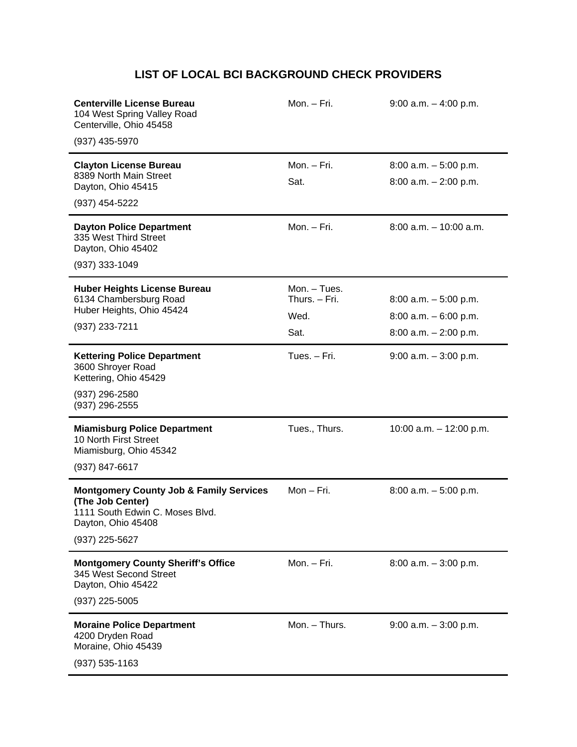# LIST OF LOCAL BCI BACKGROUND CHECK PROVIDERS

| Provider | Days | Hours |
|---|---|---|
| **Centerville License Bureau**<br>104 West Spring Valley Road<br>Centerville, Ohio 45458<br>(937) 435-5970 | Mon. – Fri. | 9:00 a.m. – 4:00 p.m. |
| **Clayton License Bureau**<br>8389 North Main Street<br>Dayton, Ohio 45415<br>(937) 454-5222 | Mon. – Fri.<br>Sat. | 8:00 a.m. – 5:00 p.m.<br>8:00 a.m. – 2:00 p.m. |
| **Dayton Police Department**<br>335 West Third Street<br>Dayton, Ohio 45402<br>(937) 333-1049 | Mon. – Fri. | 8:00 a.m. – 10:00 a.m. |
| **Huber Heights License Bureau**<br>6134 Chambersburg Road<br>Huber Heights, Ohio 45424<br>(937) 233-7211 | Mon. – Tues.<br>Thurs. – Fri.<br>Wed.<br>Sat. | 8:00 a.m. – 5:00 p.m.<br>8:00 a.m. – 6:00 p.m.<br>8:00 a.m. – 2:00 p.m. |
| **Kettering Police Department**<br>3600 Shroyer Road<br>Kettering, Ohio 45429<br>(937) 296-2580<br>(937) 296-2555 | Tues. – Fri. | 9:00 a.m. – 3:00 p.m. |
| **Miamisburg Police Department**<br>10 North First Street<br>Miamisburg, Ohio 45342<br>(937) 847-6617 | Tues., Thurs. | 10:00 a.m. – 12:00 p.m. |
| **Montgomery County Job & Family Services (The Job Center)**<br>1111 South Edwin C. Moses Blvd.<br>Dayton, Ohio 45408<br>(937) 225-5627 | Mon – Fri. | 8:00 a.m. – 5:00 p.m. |
| **Montgomery County Sheriff's Office**<br>345 West Second Street<br>Dayton, Ohio 45422<br>(937) 225-5005 | Mon. – Fri. | 8:00 a.m. – 3:00 p.m. |
| **Moraine Police Department**<br>4200 Dryden Road<br>Moraine, Ohio 45439<br>(937) 535-1163 | Mon. – Thurs. | 9:00 a.m. – 3:00 p.m. |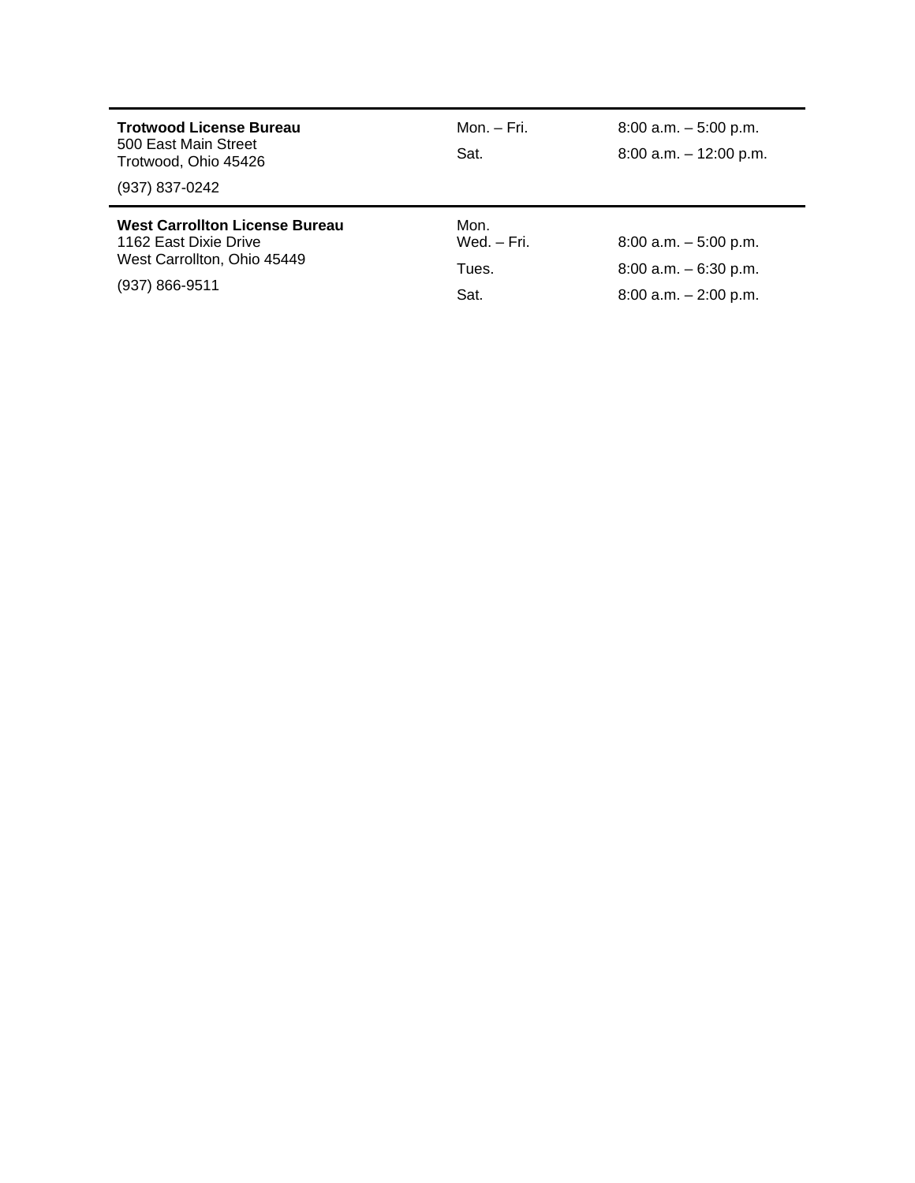| | | |
|---|---|---|
| **Trotwood License Bureau**<br>500 East Main Street<br>Trotwood, Ohio 45426<br>(937) 837-0242 | Mon. – Fri.<br>Sat. | 8:00 a.m. – 5:00 p.m.<br>8:00 a.m. – 12:00 p.m. |
| **West Carrollton License Bureau**<br>1162 East Dixie Drive<br>West Carrollton, Ohio 45449<br>(937) 866-9511 | Mon.<br>Wed. – Fri.<br>Tues.<br>Sat. | <br>8:00 a.m. – 5:00 p.m.<br>8:00 a.m. – 6:30 p.m.<br>8:00 a.m. – 2:00 p.m. |